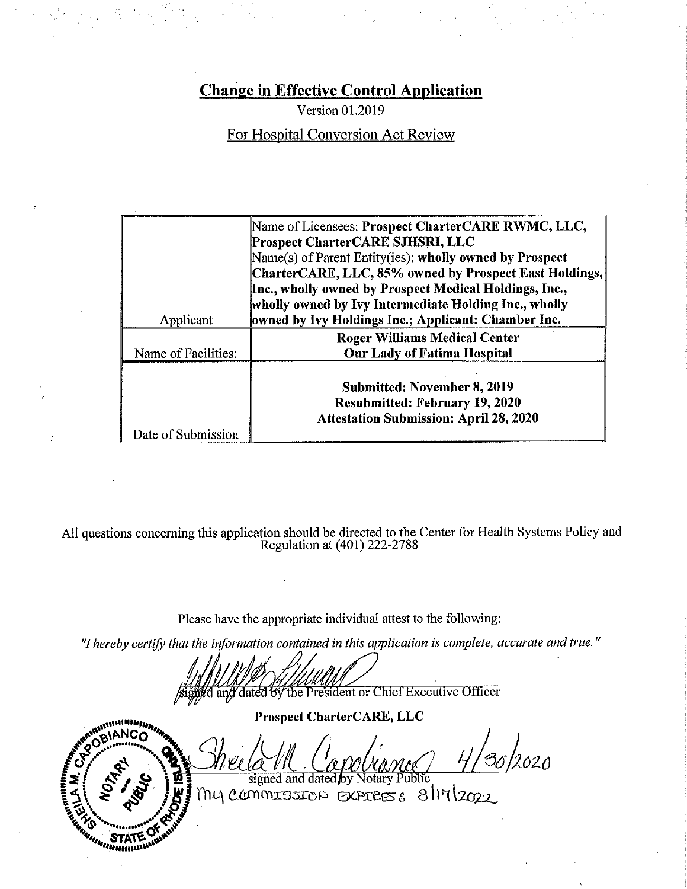# Change in Effective Control Application

Version 01.2019

For Hospital Conversion Act Review

| | |
|---|---|
| Applicant | Name of Licensees: **Prospect CharterCARE RWMC, LLC, Prospect CharterCARE SJHSRI, LLC**<br>Name(s) of Parent Entity(ies): **wholly owned by Prospect CharterCARE, LLC, 85% owned by Prospect East Holdings, Inc., wholly owned by Prospect Medical Holdings, Inc., wholly owned by Ivy Intermediate Holding Inc., wholly owned by Ivy Holdings Inc.; Applicant: Chamber Inc.** |
| Name of Facilities: | **Roger Williams Medical Center**<br>**Our Lady of Fatima Hospital** |
| Date of Submission | **Submitted: November 8, 2019**<br>**Resubmitted: February 19, 2020**<br>**Attestation Submission: April 28, 2020** |

All questions concerning this application should be directed to the Center for Health Systems Policy and Regulation at (401) 222-2788

Please have the appropriate individual attest to the following:

*"I hereby certify that the information contained in this application is complete, accurate and true."*

[signature]

signed and dated by the President or Chief Executive Officer

**Prospect CharterCARE, LLC**

Sheila M. Capobianco 4/30/2020

signed and dated by Notary Public

My commission expires: 8/17/2022

SHEILA M. CAPOBIANCO NOTARY PUBLIC STATE OF RHODE ISLAND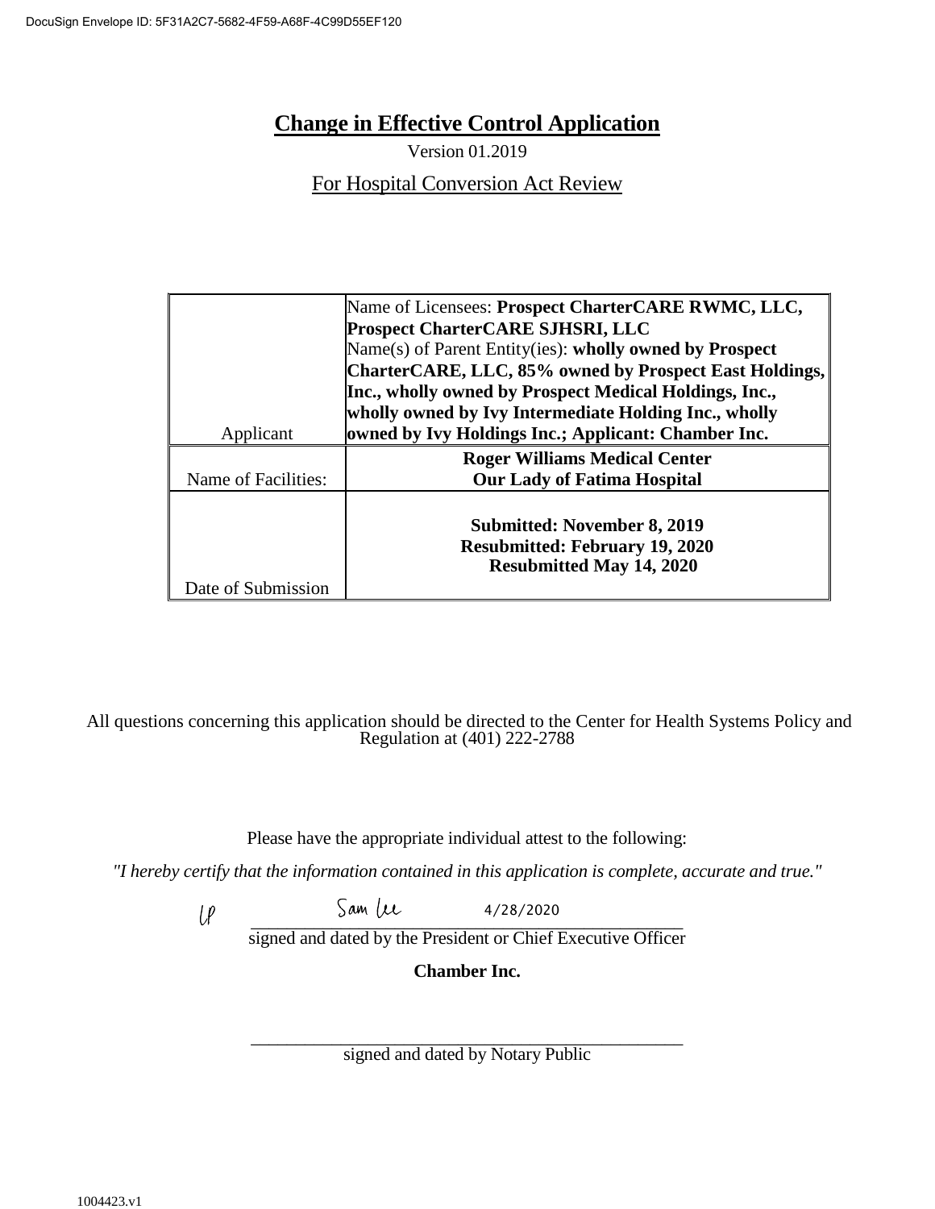DocuSign Envelope ID: 5F31A2C7-5682-4F59-A68F-4C99D55EF120

# Change in Effective Control Application

Version 01.2019

For Hospital Conversion Act Review

| | |
|---|---|
| Applicant | Name of Licensees: **Prospect CharterCARE RWMC, LLC, Prospect CharterCARE SJHSRI, LLC**<br>Name(s) of Parent Entity(ies): **wholly owned by Prospect CharterCARE, LLC, 85% owned by Prospect East Holdings, Inc., wholly owned by Prospect Medical Holdings, Inc., wholly owned by Ivy Intermediate Holding Inc., wholly owned by Ivy Holdings Inc.; Applicant: Chamber Inc.** |
| Name of Facilities: | **Roger Williams Medical Center**<br>**Our Lady of Fatima Hospital** |
| Date of Submission | **Submitted: November 8, 2019**<br>**Resubmitted: February 19, 2020**<br>**Resubmitted May 14, 2020** |

All questions concerning this application should be directed to the Center for Health Systems Policy and Regulation at (401) 222-2788

Please have the appropriate individual attest to the following:

*"I hereby certify that the information contained in this application is complete, accurate and true."*

Sam Lee 4/28/2020

_______________________________________________

signed and dated by the President or Chief Executive Officer

**Chamber Inc.**

_______________________________________________

signed and dated by Notary Public

1004423.v1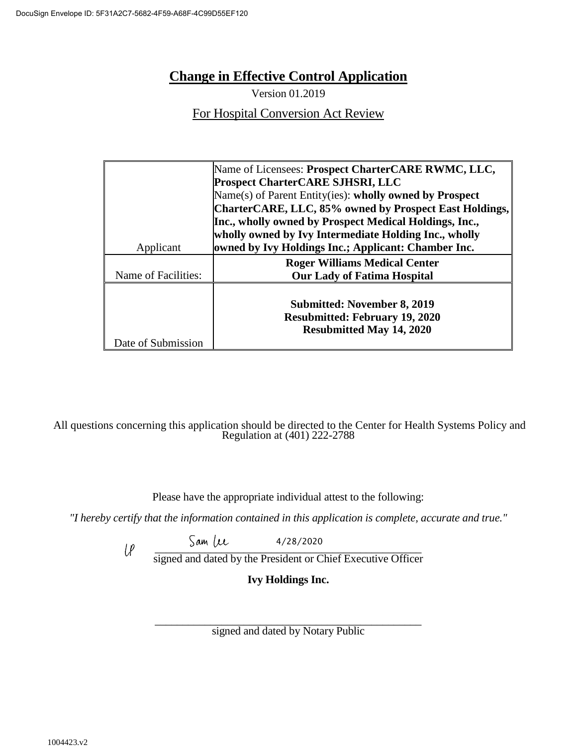DocuSign Envelope ID: 5F31A2C7-5682-4F59-A68F-4C99D55EF120

# Change in Effective Control Application

Version 01.2019

For Hospital Conversion Act Review

| Applicant | Name of Licensees: **Prospect CharterCARE RWMC, LLC, Prospect CharterCARE SJHSRI, LLC** Name(s) of Parent Entity(ies): **wholly owned by Prospect CharterCARE, LLC, 85% owned by Prospect East Holdings, Inc., wholly owned by Prospect Medical Holdings, Inc., wholly owned by Ivy Intermediate Holding Inc., wholly owned by Ivy Holdings Inc.; Applicant: Chamber Inc.** |
|---|---|
| Name of Facilities: | **Roger Williams Medical Center** **Our Lady of Fatima Hospital** |
| Date of Submission | **Submitted: November 8, 2019** **Resubmitted: February 19, 2020** **Resubmitted May 14, 2020** |

All questions concerning this application should be directed to the Center for Health Systems Policy and Regulation at (401) 222-2788

Please have the appropriate individual attest to the following:

*"I hereby certify that the information contained in this application is complete, accurate and true."*

Sam Lee 4/28/2020

signed and dated by the President or Chief Executive Officer

**Ivy Holdings Inc.**

signed and dated by Notary Public

1004423.v2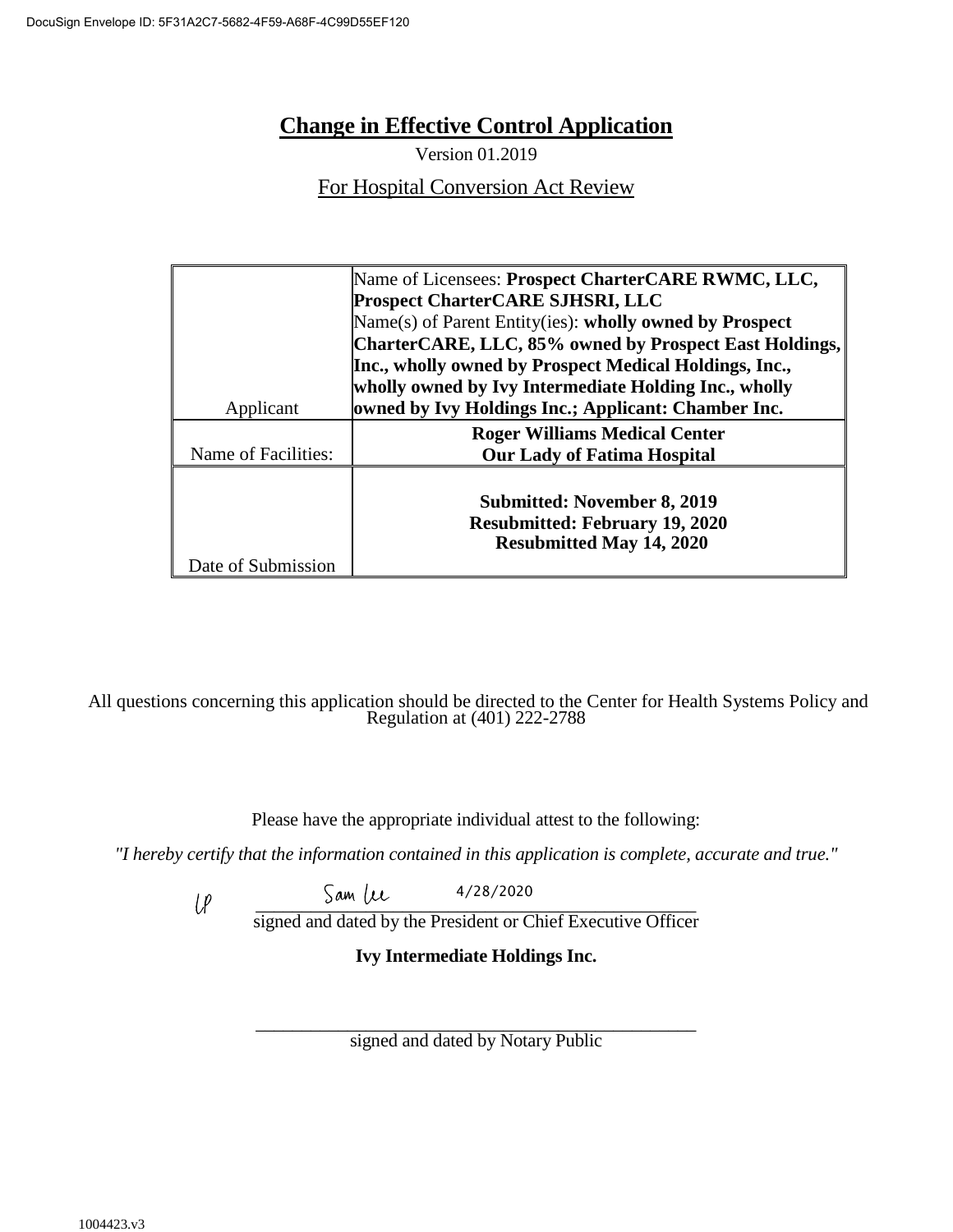DocuSign Envelope ID: 5F31A2C7-5682-4F59-A68F-4C99D55EF120

# Change in Effective Control Application

Version 01.2019

For Hospital Conversion Act Review

| Applicant | Name of Licensees: **Prospect CharterCARE RWMC, LLC, Prospect CharterCARE SJHSRI, LLC** Name(s) of Parent Entity(ies): **wholly owned by Prospect CharterCARE, LLC, 85% owned by Prospect East Holdings, Inc., wholly owned by Prospect Medical Holdings, Inc., wholly owned by Ivy Intermediate Holding Inc., wholly owned by Ivy Holdings Inc.; Applicant: Chamber Inc.** |
|---|---|
| Name of Facilities: | **Roger Williams Medical Center** **Our Lady of Fatima Hospital** |
| Date of Submission | **Submitted: November 8, 2019** **Resubmitted: February 19, 2020** **Resubmitted May 14, 2020** |

All questions concerning this application should be directed to the Center for Health Systems Policy and Regulation at (401) 222-2788

Please have the appropriate individual attest to the following:

*"I hereby certify that the information contained in this application is complete, accurate and true."*

Sam Lee 4/28/2020

signed and dated by the President or Chief Executive Officer

**Ivy Intermediate Holdings Inc.**

\_\_\_\_\_\_\_\_\_\_\_\_\_\_\_\_\_\_\_\_\_\_\_\_\_\_\_\_\_\_\_\_\_\_\_\_\_\_\_\_

signed and dated by Notary Public

1004423.v3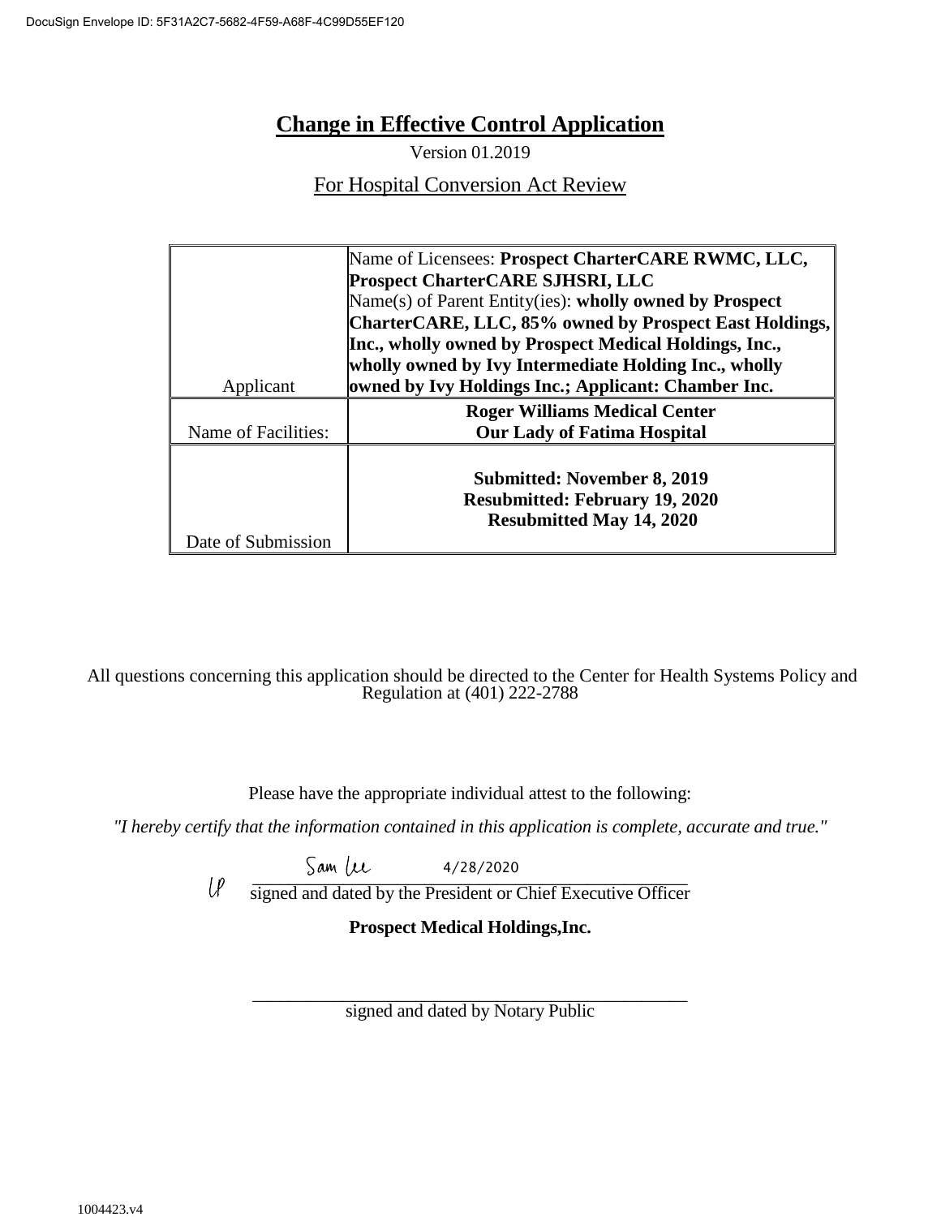DocuSign Envelope ID: 5F31A2C7-5682-4F59-A68F-4C99D55EF120

# Change in Effective Control Application

Version 01.2019

For Hospital Conversion Act Review

| Applicant | Name of Licensees: **Prospect CharterCARE RWMC, LLC, Prospect CharterCARE SJHSRI, LLC** Name(s) of Parent Entity(ies): **wholly owned by Prospect CharterCARE, LLC, 85% owned by Prospect East Holdings, Inc., wholly owned by Prospect Medical Holdings, Inc., wholly owned by Ivy Intermediate Holding Inc., wholly owned by Ivy Holdings Inc.; Applicant: Chamber Inc.** |
|---|---|
| Name of Facilities: | **Roger Williams Medical Center** **Our Lady of Fatima Hospital** |
| Date of Submission | **Submitted: November 8, 2019** **Resubmitted: February 19, 2020** **Resubmitted May 14, 2020** |

All questions concerning this application should be directed to the Center for Health Systems Policy and Regulation at (401) 222-2788

Please have the appropriate individual attest to the following:

*"I hereby certify that the information contained in this application is complete, accurate and true."*

Sam Lee 4/28/2020

signed and dated by the President or Chief Executive Officer

**Prospect Medical Holdings,Inc.**

signed and dated by Notary Public

1004423.v4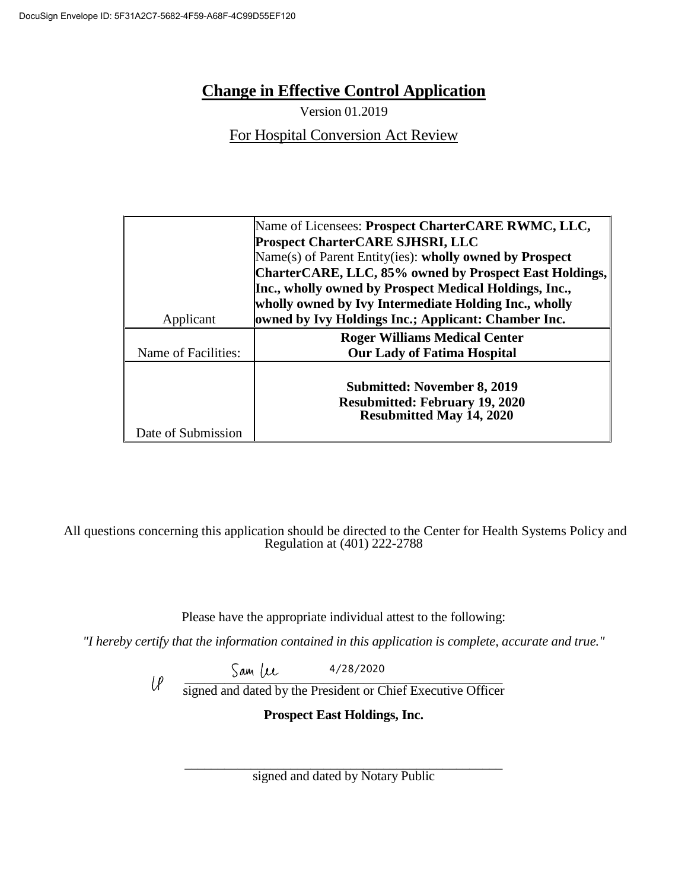DocuSign Envelope ID: 5F31A2C7-5682-4F59-A68F-4C99D55EF120

# Change in Effective Control Application

Version 01.2019

For Hospital Conversion Act Review

| Applicant | Name of Licensees: **Prospect CharterCARE RWMC, LLC, Prospect CharterCARE SJHSRI, LLC** Name(s) of Parent Entity(ies): **wholly owned by Prospect CharterCARE, LLC, 85% owned by Prospect East Holdings, Inc., wholly owned by Prospect Medical Holdings, Inc., wholly owned by Ivy Intermediate Holding Inc., wholly owned by Ivy Holdings Inc.; Applicant: Chamber Inc.** |
|---|---|
| Name of Facilities: | **Roger Williams Medical Center** **Our Lady of Fatima Hospital** |
| Date of Submission | **Submitted: November 8, 2019** **Resubmitted: February 19, 2020** **Resubmitted May 14, 2020** |

All questions concerning this application should be directed to the Center for Health Systems Policy and Regulation at (401) 222-2788

Please have the appropriate individual attest to the following:

*"I hereby certify that the information contained in this application is complete, accurate and true."*

Sam Lee 4/28/2020

signed and dated by the President or Chief Executive Officer

**Prospect East Holdings, Inc.**

\_\_\_\_\_\_\_\_\_\_\_\_\_\_\_\_\_\_\_\_\_\_\_\_\_\_\_\_\_\_\_\_\_\_\_\_\_\_\_\_

signed and dated by Notary Public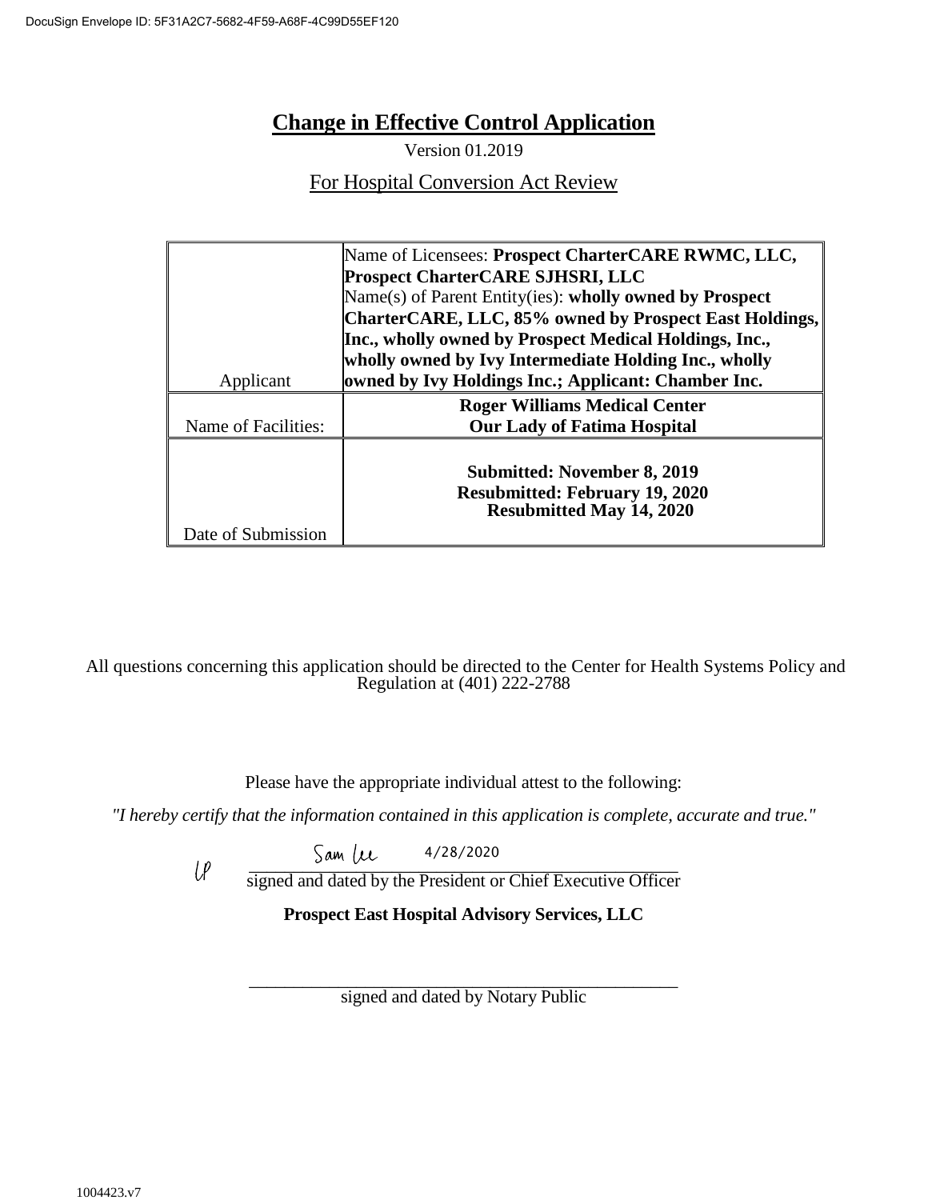# Change in Effective Control Application

Version 01.2019

For Hospital Conversion Act Review

| | |
|---|---|
| Applicant | Name of Licensees: **Prospect CharterCARE RWMC, LLC, Prospect CharterCARE SJHSRI, LLC** Name(s) of Parent Entity(ies): **wholly owned by Prospect CharterCARE, LLC, 85% owned by Prospect East Holdings, Inc., wholly owned by Prospect Medical Holdings, Inc., wholly owned by Ivy Intermediate Holding Inc., wholly owned by Ivy Holdings Inc.; Applicant: Chamber Inc.** |
| Name of Facilities: | **Roger Williams Medical Center** **Our Lady of Fatima Hospital** |
| Date of Submission | **Submitted: November 8, 2019** **Resubmitted: February 19, 2020** **Resubmitted May 14, 2020** |

All questions concerning this application should be directed to the Center for Health Systems Policy and Regulation at (401) 222-2788

Please have the appropriate individual attest to the following:

*"I hereby certify that the information contained in this application is complete, accurate and true."*

Sam Lee 4/28/2020

signed and dated by the President or Chief Executive Officer

**Prospect East Hospital Advisory Services, LLC**

signed and dated by Notary Public